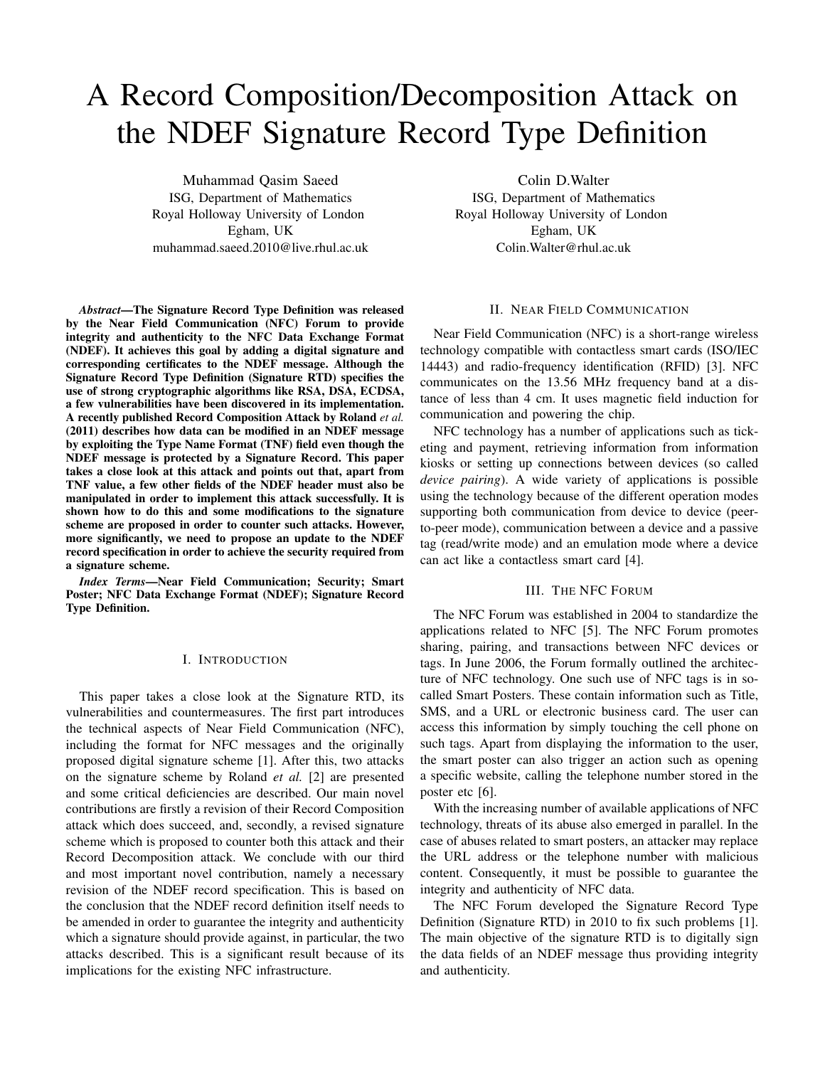# A Record Composition/Decomposition Attack on the NDEF Signature Record Type Definition

Muhammad Qasim Saeed
ISG, Department of Mathematics
Royal Holloway University of London
Egham, UK
muhammad.saeed.2010@live.rhul.ac.uk

Colin D.Walter
ISG, Department of Mathematics
Royal Holloway University of London
Egham, UK
Colin.Walter@rhul.ac.uk

***Abstract*—The Signature Record Type Definition was released by the Near Field Communication (NFC) Forum to provide integrity and authenticity to the NFC Data Exchange Format (NDEF). It achieves this goal by adding a digital signature and corresponding certificates to the NDEF message. Although the Signature Record Type Definition (Signature RTD) specifies the use of strong cryptographic algorithms like RSA, DSA, ECDSA, a few vulnerabilities have been discovered in its implementation. A recently published Record Composition Attack by Roland *et al.* (2011) describes how data can be modified in an NDEF message by exploiting the Type Name Format (TNF) field even though the NDEF message is protected by a Signature Record. This paper takes a close look at this attack and points out that, apart from TNF value, a few other fields of the NDEF header must also be manipulated in order to implement this attack successfully. It is shown how to do this and some modifications to the signature scheme are proposed in order to counter such attacks. However, more significantly, we need to propose an update to the NDEF record specification in order to achieve the security required from a signature scheme.**

***Index Terms*—Near Field Communication; Security; Smart Poster; NFC Data Exchange Format (NDEF); Signature Record Type Definition.**

## I. Introduction

This paper takes a close look at the Signature RTD, its vulnerabilities and countermeasures. The first part introduces the technical aspects of Near Field Communication (NFC), including the format for NFC messages and the originally proposed digital signature scheme [1]. After this, two attacks on the signature scheme by Roland *et al.* [2] are presented and some critical deficiencies are described. Our main novel contributions are firstly a revision of their Record Composition attack which does succeed, and, secondly, a revised signature scheme which is proposed to counter both this attack and their Record Decomposition attack. We conclude with our third and most important novel contribution, namely a necessary revision of the NDEF record specification. This is based on the conclusion that the NDEF record definition itself needs to be amended in order to guarantee the integrity and authenticity which a signature should provide against, in particular, the two attacks described. This is a significant result because of its implications for the existing NFC infrastructure.

## II. Near Field Communication

Near Field Communication (NFC) is a short-range wireless technology compatible with contactless smart cards (ISO/IEC 14443) and radio-frequency identification (RFID) [3]. NFC communicates on the 13.56 MHz frequency band at a distance of less than 4 cm. It uses magnetic field induction for communication and powering the chip.

NFC technology has a number of applications such as ticketing and payment, retrieving information from information kiosks or setting up connections between devices (so called *device pairing*). A wide variety of applications is possible using the technology because of the different operation modes supporting both communication from device to device (peer-to-peer mode), communication between a device and a passive tag (read/write mode) and an emulation mode where a device can act like a contactless smart card [4].

## III. The NFC Forum

The NFC Forum was established in 2004 to standardize the applications related to NFC [5]. The NFC Forum promotes sharing, pairing, and transactions between NFC devices or tags. In June 2006, the Forum formally outlined the architecture of NFC technology. One such use of NFC tags is in so-called Smart Posters. These contain information such as Title, SMS, and a URL or electronic business card. The user can access this information by simply touching the cell phone on such tags. Apart from displaying the information to the user, the smart poster can also trigger an action such as opening a specific website, calling the telephone number stored in the poster etc [6].

With the increasing number of available applications of NFC technology, threats of its abuse also emerged in parallel. In the case of abuses related to smart posters, an attacker may replace the URL address or the telephone number with malicious content. Consequently, it must be possible to guarantee the integrity and authenticity of NFC data.

The NFC Forum developed the Signature Record Type Definition (Signature RTD) in 2010 to fix such problems [1]. The main objective of the signature RTD is to digitally sign the data fields of an NDEF message thus providing integrity and authenticity.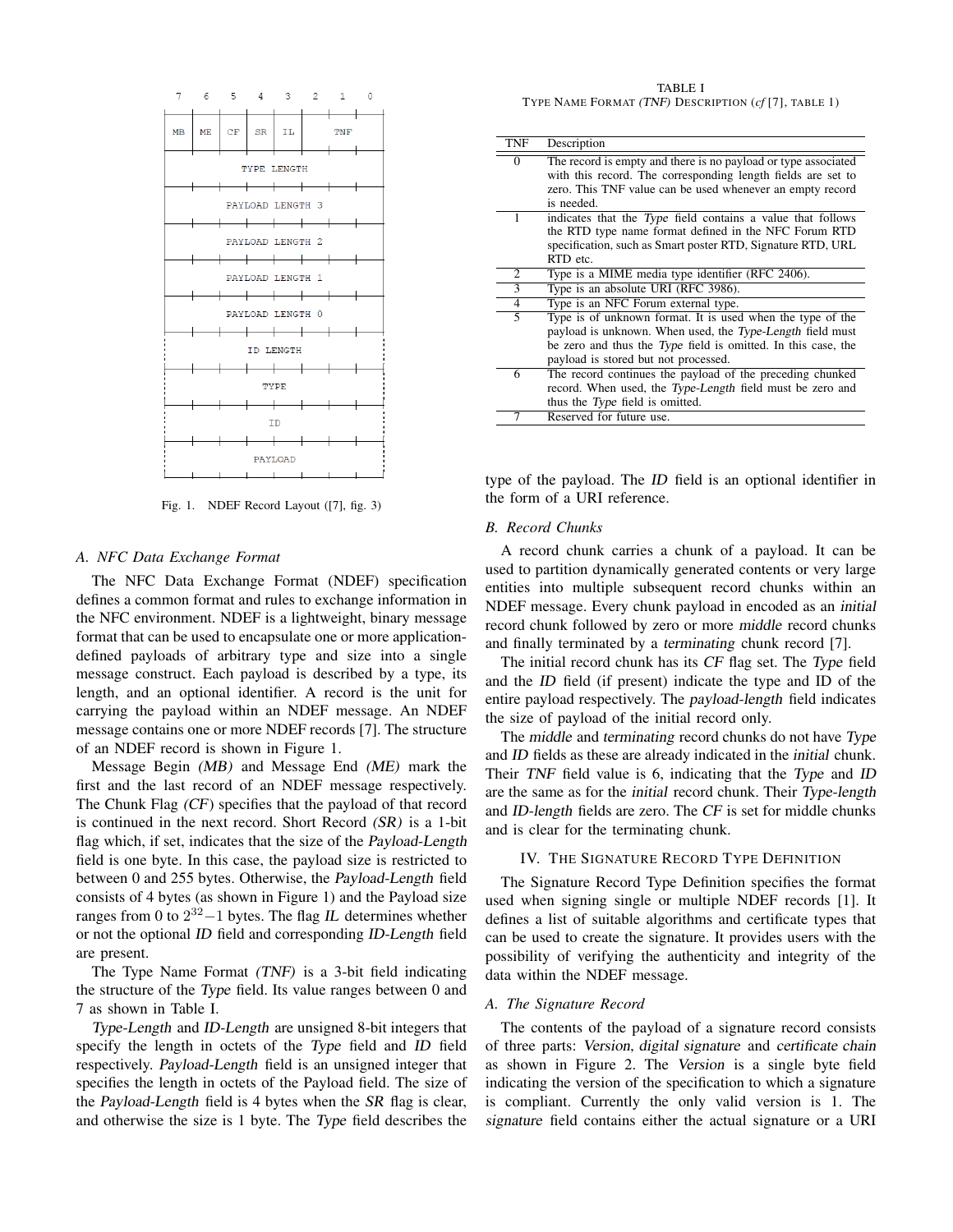| 7 | 6 | 5 | 4 | 3 | 2 | 1 | 0 |
|---|---|---|---|---|---|---|---|
| MB | ME | CF | SR | IL | TNF | | |
| TYPE LENGTH | | | | | | | |
| PAYLOAD LENGTH 3 | | | | | | | |
| PAYLOAD LENGTH 2 | | | | | | | |
| PAYLOAD LENGTH 1 | | | | | | | |
| PAYLOAD LENGTH 0 | | | | | | | |
| ID LENGTH | | | | | | | |
| TYPE | | | | | | | |
| ID | | | | | | | |
| PAYLOAD | | | | | | | |

Fig. 1. NDEF Record Layout ([7], fig. 3)

### A. NFC Data Exchange Format

The NFC Data Exchange Format (NDEF) specification defines a common format and rules to exchange information in the NFC environment. NDEF is a lightweight, binary message format that can be used to encapsulate one or more application-defined payloads of arbitrary type and size into a single message construct. Each payload is described by a type, its length, and an optional identifier. A record is the unit for carrying the payload within an NDEF message. An NDEF message contains one or more NDEF records [7]. The structure of an NDEF record is shown in Figure 1.

Message Begin *(MB)* and Message End *(ME)* mark the first and the last record of an NDEF message respectively. The Chunk Flag *(CF)* specifies that the payload of that record is continued in the next record. Short Record *(SR)* is a 1-bit flag which, if set, indicates that the size of the *Payload-Length* field is one byte. In this case, the payload size is restricted to between 0 and 255 bytes. Otherwise, the *Payload-Length* field consists of 4 bytes (as shown in Figure 1) and the Payload size ranges from 0 to $2^{32}-1$ bytes. The flag *IL* determines whether or not the optional *ID* field and corresponding *ID-Length* field are present.

The Type Name Format *(TNF)* is a 3-bit field indicating the structure of the *Type* field. Its value ranges between 0 and 7 as shown in Table I.

*Type-Length* and *ID-Length* are unsigned 8-bit integers that specify the length in octets of the *Type* field and *ID* field respectively. *Payload-Length* field is an unsigned integer that specifies the length in octets of the Payload field. The size of the *Payload-Length* field is 4 bytes when the *SR* flag is clear, and otherwise the size is 1 byte. The *Type* field describes the type of the payload. The *ID* field is an optional identifier in the form of a URI reference.

TABLE I
TYPE NAME FORMAT *(TNF)* DESCRIPTION (*cf* [7], TABLE 1)

| TNF | Description |
|---|---|
| 0 | The record is empty and there is no payload or type associated with this record. The corresponding length fields are set to zero. This TNF value can be used whenever an empty record is needed. |
| 1 | indicates that the *Type* field contains a value that follows the RTD type name format defined in the NFC Forum RTD specification, such as Smart poster RTD, Signature RTD, URL RTD etc. |
| 2 | Type is a MIME media type identifier (RFC 2406). |
| 3 | Type is an absolute URI (RFC 3986). |
| 4 | Type is an NFC Forum external type. |
| 5 | Type is of unknown format. It is used when the type of the payload is unknown. When used, the *Type-Length* field must be zero and thus the *Type* field is omitted. In this case, the payload is stored but not processed. |
| 6 | The record continues the payload of the preceding chunked record. When used, the *Type-Length* field must be zero and thus the *Type* field is omitted. |
| 7 | Reserved for future use. |

### B. Record Chunks

A record chunk carries a chunk of a payload. It can be used to partition dynamically generated contents or very large entities into multiple subsequent record chunks within an NDEF message. Every chunk payload in encoded as an *initial* record chunk followed by zero or more *middle* record chunks and finally terminated by a *terminating* chunk record [7].

The initial record chunk has its *CF* flag set. The *Type* field and the *ID* field (if present) indicate the type and ID of the entire payload respectively. The *payload-length* field indicates the size of payload of the initial record only.

The *middle* and *terminating* record chunks do not have *Type* and *ID* fields as these are already indicated in the *initial* chunk. Their *TNF* field value is 6, indicating that the *Type* and *ID* are the same as for the *initial* record chunk. Their *Type-length* and *ID-length* fields are zero. The *CF* is set for middle chunks and is clear for the terminating chunk.

## IV. THE SIGNATURE RECORD TYPE DEFINITION

The Signature Record Type Definition specifies the format used when signing single or multiple NDEF records [1]. It defines a list of suitable algorithms and certificate types that can be used to create the signature. It provides users with the possibility of verifying the authenticity and integrity of the data within the NDEF message.

### A. The Signature Record

The contents of the payload of a signature record consists of three parts: *Version*, *digital signature* and *certificate chain* as shown in Figure 2. The *Version* is a single byte field indicating the version of the specification to which a signature is compliant. Currently the only valid version is 1. The *signature* field contains either the actual signature or a URI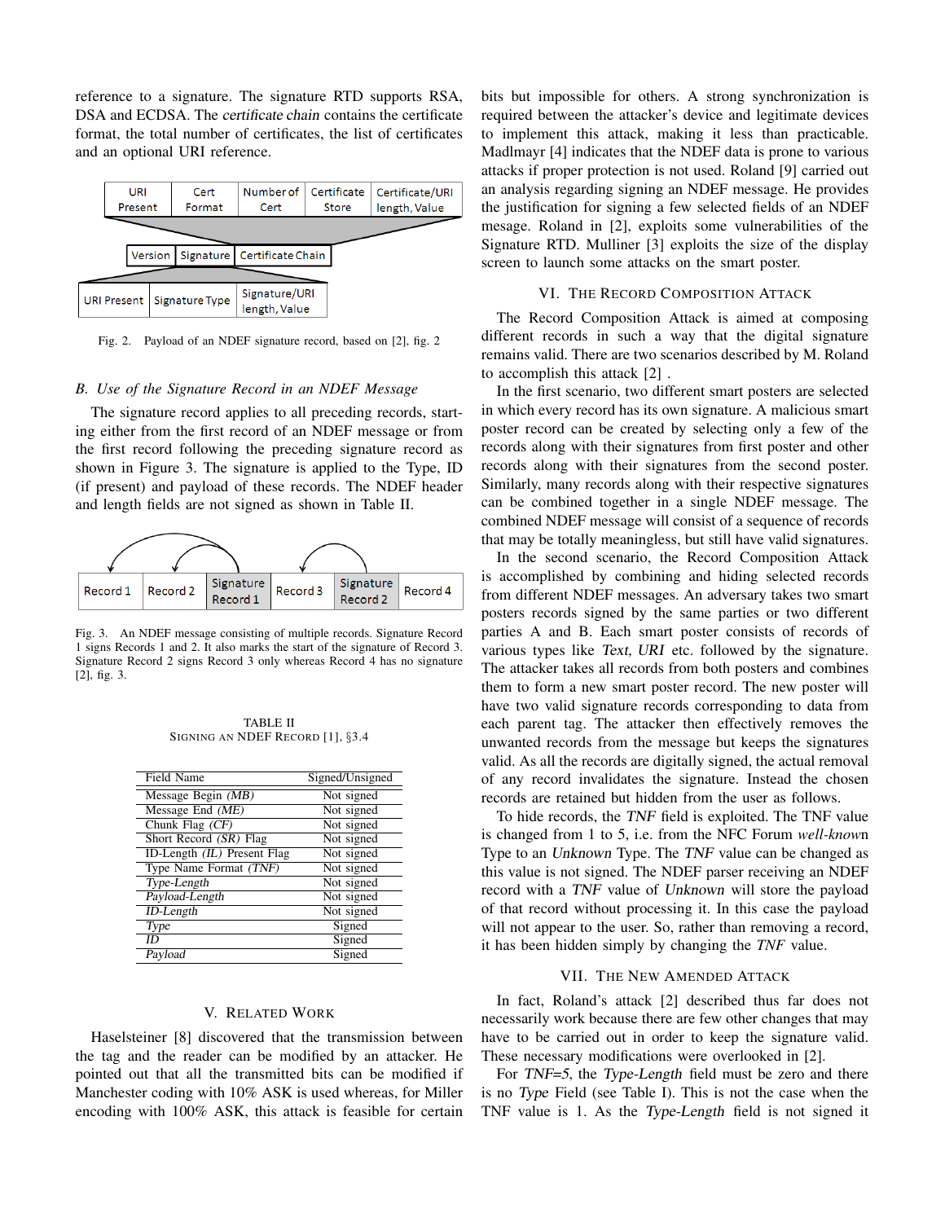reference to a signature. The signature RTD supports RSA, DSA and ECDSA. The *certificate chain* contains the certificate format, the total number of certificates, the list of certificates and an optional URI reference.

Fig. 2. Payload of an NDEF signature record, based on [2], fig. 2

### B. Use of the Signature Record in an NDEF Message

The signature record applies to all preceding records, starting either from the first record of an NDEF message or from the first record following the preceding signature record as shown in Figure 3. The signature is applied to the Type, ID (if present) and payload of these records. The NDEF header and length fields are not signed as shown in Table II.

Fig. 3. An NDEF message consisting of multiple records. Signature Record 1 signs Records 1 and 2. It also marks the start of the signature of Record 3. Signature Record 2 signs Record 3 only whereas Record 4 has no signature [2], fig. 3.

TABLE II
SIGNING AN NDEF RECORD [1], §3.4

| Field Name | Signed/Unsigned |
| --- | --- |
| Message Begin *(MB)* | Not signed |
| Message End *(ME)* | Not signed |
| Chunk Flag *(CF)* | Not signed |
| Short Record *(SR)* Flag | Not signed |
| ID-Length *(IL)* Present Flag | Not signed |
| Type Name Format *(TNF)* | Not signed |
| *Type-Length* | Not signed |
| *Payload-Length* | Not signed |
| *ID-Length* | Not signed |
| *Type* | Signed |
| *ID* | Signed |
| *Payload* | Signed |

## V. Related Work

Haselsteiner [8] discovered that the transmission between the tag and the reader can be modified by an attacker. He pointed out that all the transmitted bits can be modified if Manchester coding with 10% ASK is used whereas, for Miller encoding with 100% ASK, this attack is feasible for certain bits but impossible for others. A strong synchronization is required between the attacker's device and legitimate devices to implement this attack, making it less than practicable. Madlmayr [4] indicates that the NDEF data is prone to various attacks if proper protection is not used. Roland [9] carried out an analysis regarding signing an NDEF message. He provides the justification for signing a few selected fields of an NDEF mesage. Roland in [2], exploits some vulnerabilities of the Signature RTD. Mulliner [3] exploits the size of the display screen to launch some attacks on the smart poster.

## VI. The Record Composition Attack

The Record Composition Attack is aimed at composing different records in such a way that the digital signature remains valid. There are two scenarios described by M. Roland to accomplish this attack [2] .

In the first scenario, two different smart posters are selected in which every record has its own signature. A malicious smart poster record can be created by selecting only a few of the records along with their signatures from first poster and other records along with their signatures from the second poster. Similarly, many records along with their respective signatures can be combined together in a single NDEF message. The combined NDEF message will consist of a sequence of records that may be totally meaningless, but still have valid signatures.

In the second scenario, the Record Composition Attack is accomplished by combining and hiding selected records from different NDEF messages. An adversary takes two smart posters records signed by the same parties or two different parties A and B. Each smart poster consists of records of various types like *Text*, *URI* etc. followed by the signature. The attacker takes all records from both posters and combines them to form a new smart poster record. The new poster will have two valid signature records corresponding to data from each parent tag. The attacker then effectively removes the unwanted records from the message but keeps the signatures valid. As all the records are digitally signed, the actual removal of any record invalidates the signature. Instead the chosen records are retained but hidden from the user as follows.

To hide records, the *TNF* field is exploited. The TNF value is changed from 1 to 5, i.e. from the NFC Forum *well-known* Type to an *Unknown* Type. The *TNF* value can be changed as this value is not signed. The NDEF parser receiving an NDEF record with a *TNF* value of *Unknown* will store the payload of that record without processing it. In this case the payload will not appear to the user. So, rather than removing a record, it has been hidden simply by changing the *TNF* value.

## VII. The New Amended Attack

In fact, Roland's attack [2] described thus far does not necessarily work because there are few other changes that may have to be carried out in order to keep the signature valid. These necessary modifications were overlooked in [2].

For *TNF=5*, the *Type-Length* field must be zero and there is no *Type* Field (see Table I). This is not the case when the TNF value is 1. As the *Type-Length* field is not signed it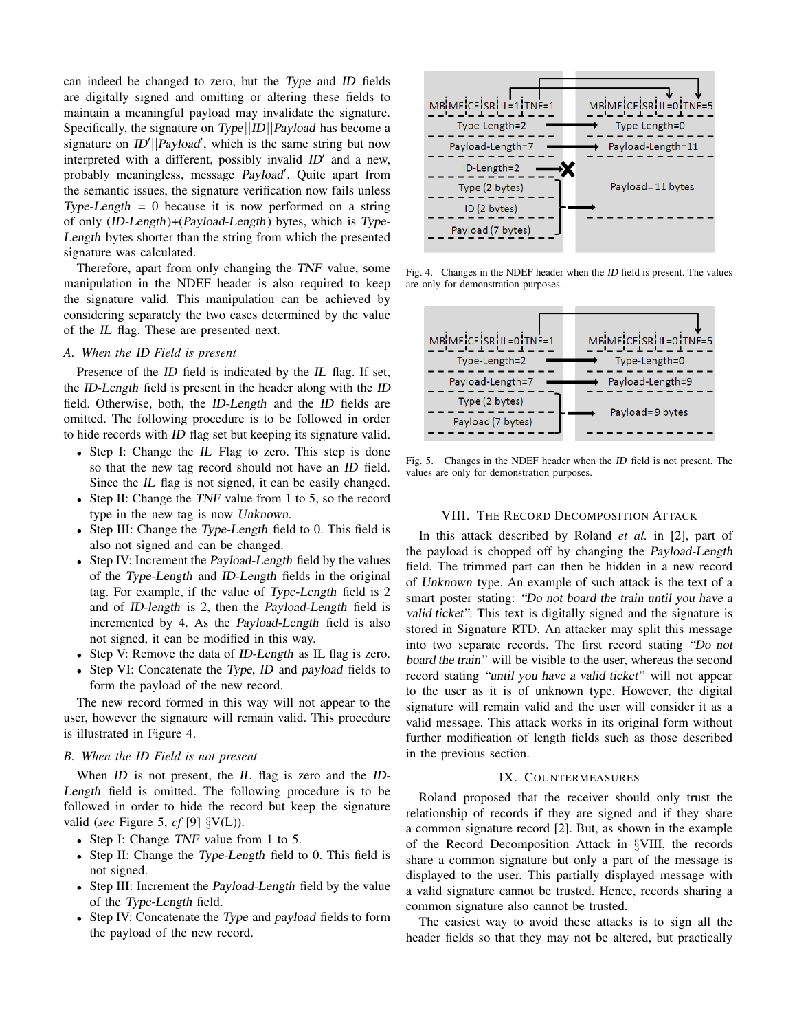can indeed be changed to zero, but the *Type* and *ID* fields are digitally signed and omitting or altering these fields to maintain a meaningful payload may invalidate the signature. Specifically, the signature on *Type*||*ID*||*Payload* has become a signature on *ID*′||*Payload*′, which is the same string but now interpreted with a different, possibly invalid *ID*′ and a new, probably meaningless, message *Payload*′. Quite apart from the semantic issues, the signature verification now fails unless *Type-Length* = 0 because it is now performed on a string of only (*ID-Length*)+(*Payload-Length*) bytes, which is *Type-Length* bytes shorter than the string from which the presented signature was calculated.

Therefore, apart from only changing the *TNF* value, some manipulation in the NDEF header is also required to keep the signature valid. This manipulation can be achieved by considering separately the two cases determined by the value of the *IL* flag. These are presented next.

### A. When the ID Field is present

Presence of the *ID* field is indicated by the *IL* flag. If set, the *ID-Length* field is present in the header along with the *ID* field. Otherwise, both, the *ID-Length* and the *ID* fields are omitted. The following procedure is to be followed in order to hide records with *ID* flag set but keeping its signature valid.

- Step I: Change the *IL* Flag to zero. This step is done so that the new tag record should not have an *ID* field. Since the *IL* flag is not signed, it can be easily changed.
- Step II: Change the *TNF* value from 1 to 5, so the record type in the new tag is now *Unknown*.
- Step III: Change the *Type-Length* field to 0. This field is also not signed and can be changed.
- Step IV: Increment the *Payload-Length* field by the values of the *Type-Length* and *ID-Length* fields in the original tag. For example, if the value of *Type-Length* field is 2 and of *ID-length* is 2, then the *Payload-Length* field is incremented by 4. As the *Payload-Length* field is also not signed, it can be modified in this way.
- Step V: Remove the data of *ID-Length* as IL flag is zero.
- Step VI: Concatenate the *Type*, *ID* and *payload* fields to form the payload of the new record.

The new record formed in this way will not appear to the user, however the signature will remain valid. This procedure is illustrated in Figure 4.

### B. When the ID Field is not present

When *ID* is not present, the *IL* flag is zero and the *ID-Length* field is omitted. The following procedure is to be followed in order to hide the record but keep the signature valid (*see* Figure 5, *cf* [9] §V(L)).

- Step I: Change *TNF* value from 1 to 5.
- Step II: Change the *Type-Length* field to 0. This field is not signed.
- Step III: Increment the *Payload-Length* field by the value of the *Type-Length* field.
- Step IV: Concatenate the *Type* and *payload* fields to form the payload of the new record.

Fig. 4. Changes in the NDEF header when the *ID* field is present. The values are only for demonstration purposes.

Fig. 5. Changes in the NDEF header when the *ID* field is not present. The values are only for demonstration purposes.

## VIII. The Record Decomposition Attack

In this attack described by Roland *et al.* in [2], part of the payload is chopped off by changing the *Payload-Length* field. The trimmed part can then be hidden in a new record of *Unknown* type. An example of such attack is the text of a smart poster stating: *"Do not board the train until you have a valid ticket"*. This text is digitally signed and the signature is stored in Signature RTD. An attacker may split this message into two separate records. The first record stating *"Do not board the train"* will be visible to the user, whereas the second record stating *"until you have a valid ticket"* will not appear to the user as it is of unknown type. However, the digital signature will remain valid and the user will consider it as a valid message. This attack works in its original form without further modification of length fields such as those described in the previous section.

## IX. Countermeasures

Roland proposed that the receiver should only trust the relationship of records if they are signed and if they share a common signature record [2]. But, as shown in the example of the Record Decomposition Attack in §VIII, the records share a common signature but only a part of the message is displayed to the user. This partially displayed message with a valid signature cannot be trusted. Hence, records sharing a common signature also cannot be trusted.

The easiest way to avoid these attacks is to sign all the header fields so that they may not be altered, but practically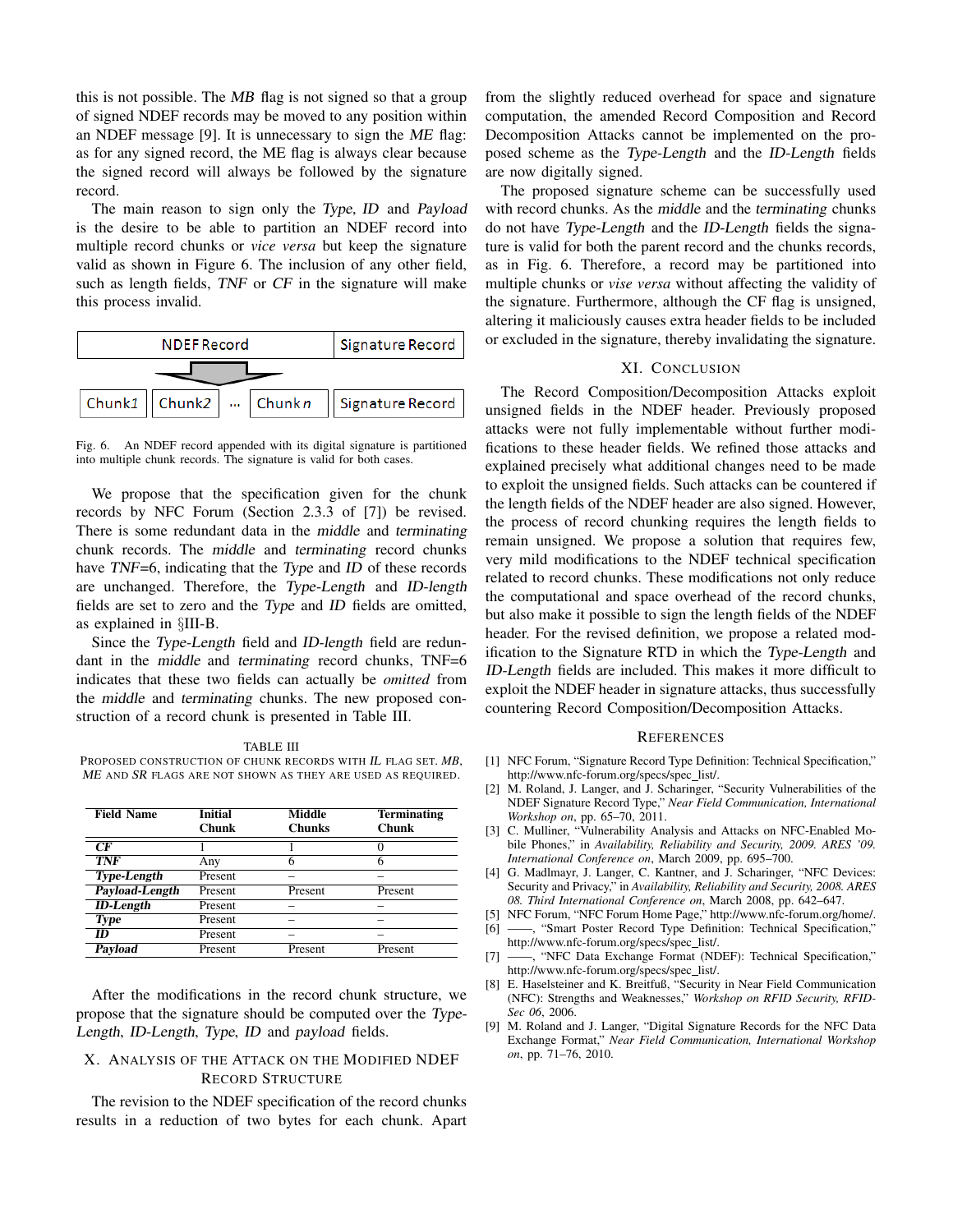this is not possible. The *MB* flag is not signed so that a group of signed NDEF records may be moved to any position within an NDEF message [9]. It is unnecessary to sign the *ME* flag: as for any signed record, the ME flag is always clear because the signed record will always be followed by the signature record.

The main reason to sign only the *Type*, *ID* and *Payload* is the desire to be able to partition an NDEF record into multiple record chunks or *vice versa* but keep the signature valid as shown in Figure 6. The inclusion of any other field, such as length fields, *TNF* or *CF* in the signature will make this process invalid.

NDEF Record | Signature Record

Chunk1 | Chunk2 | ... | Chunk *n* | Signature Record

Fig. 6. An NDEF record appended with its digital signature is partitioned into multiple chunk records. The signature is valid for both cases.

We propose that the specification given for the chunk records by NFC Forum (Section 2.3.3 of [7]) be revised. There is some redundant data in the *middle* and *terminating* chunk records. The *middle* and *terminating* record chunks have *TNF*=6, indicating that the *Type* and *ID* of these records are unchanged. Therefore, the *Type-Length* and *ID-length* fields are set to zero and the *Type* and *ID* fields are omitted, as explained in §III-B.

Since the *Type-Length* field and *ID-length* field are redundant in the *middle* and *terminating* record chunks, TNF=6 indicates that these two fields can actually be *omitted* from the *middle* and *terminating* chunks. The new proposed construction of a record chunk is presented in Table III.

TABLE III
PROPOSED CONSTRUCTION OF CHUNK RECORDS WITH *IL* FLAG SET. *MB*, *ME* AND *SR* FLAGS ARE NOT SHOWN AS THEY ARE USED AS REQUIRED.

| Field Name | Initial Chunk | Middle Chunks | Terminating Chunk |
|---|---|---|---|
| ***CF*** | 1 | 1 | 0 |
| ***TNF*** | Any | 6 | 6 |
| ***Type-Length*** | Present | – | – |
| ***Payload-Length*** | Present | Present | Present |
| ***ID-Length*** | Present | – | – |
| ***Type*** | Present | – | – |
| ***ID*** | Present | – | – |
| ***Payload*** | Present | Present | Present |

After the modifications in the record chunk structure, we propose that the signature should be computed over the *Type-Length*, *ID-Length*, *Type*, *ID* and *payload* fields.

## X. Analysis of the Attack on the Modified NDEF Record Structure

The revision to the NDEF specification of the record chunks results in a reduction of two bytes for each chunk. Apart from the slightly reduced overhead for space and signature computation, the amended Record Composition and Record Decomposition Attacks cannot be implemented on the proposed scheme as the *Type-Length* and the *ID-Length* fields are now digitally signed.

The proposed signature scheme can be successfully used with record chunks. As the *middle* and the *terminating* chunks do not have *Type-Length* and the *ID-Length* fields the signature is valid for both the parent record and the chunks records, as in Fig. 6. Therefore, a record may be partitioned into multiple chunks or *vise versa* without affecting the validity of the signature. Furthermore, although the CF flag is unsigned, altering it maliciously causes extra header fields to be included or excluded in the signature, thereby invalidating the signature.

## XI. Conclusion

The Record Composition/Decomposition Attacks exploit unsigned fields in the NDEF header. Previously proposed attacks were not fully implementable without further modifications to these header fields. We refined those attacks and explained precisely what additional changes need to be made to exploit the unsigned fields. Such attacks can be countered if the length fields of the NDEF header are also signed. However, the process of record chunking requires the length fields to remain unsigned. We propose a solution that requires few, very mild modifications to the NDEF technical specification related to record chunks. These modifications not only reduce the computational and space overhead of the record chunks, but also make it possible to sign the length fields of the NDEF header. For the revised definition, we propose a related modification to the Signature RTD in which the *Type-Length* and *ID-Length* fields are included. This makes it more difficult to exploit the NDEF header in signature attacks, thus successfully countering Record Composition/Decomposition Attacks.

## References

[1] NFC Forum, "Signature Record Type Definition: Technical Specification," http://www.nfc-forum.org/specs/spec_list/.

[2] M. Roland, J. Langer, and J. Scharinger, "Security Vulnerabilities of the NDEF Signature Record Type," *Near Field Communication, International Workshop on*, pp. 65–70, 2011.

[3] C. Mulliner, "Vulnerability Analysis and Attacks on NFC-Enabled Mobile Phones," in *Availability, Reliability and Security, 2009. ARES '09. International Conference on*, March 2009, pp. 695–700.

[4] G. Madlmayr, J. Langer, C. Kantner, and J. Scharinger, "NFC Devices: Security and Privacy," in *Availability, Reliability and Security, 2008. ARES 08. Third International Conference on*, March 2008, pp. 642–647.

[5] NFC Forum, "NFC Forum Home Page," http://www.nfc-forum.org/home/.

[6] ——, "Smart Poster Record Type Definition: Technical Specification," http://www.nfc-forum.org/specs/spec_list/.

[7] ——, "NFC Data Exchange Format (NDEF): Technical Specification," http://www.nfc-forum.org/specs/spec_list/.

[8] E. Haselsteiner and K. Breitfuß, "Security in Near Field Communication (NFC): Strengths and Weaknesses," *Workshop on RFID Security, RFIDSec 06*, 2006.

[9] M. Roland and J. Langer, "Digital Signature Records for the NFC Data Exchange Format," *Near Field Communication, International Workshop on*, pp. 71–76, 2010.